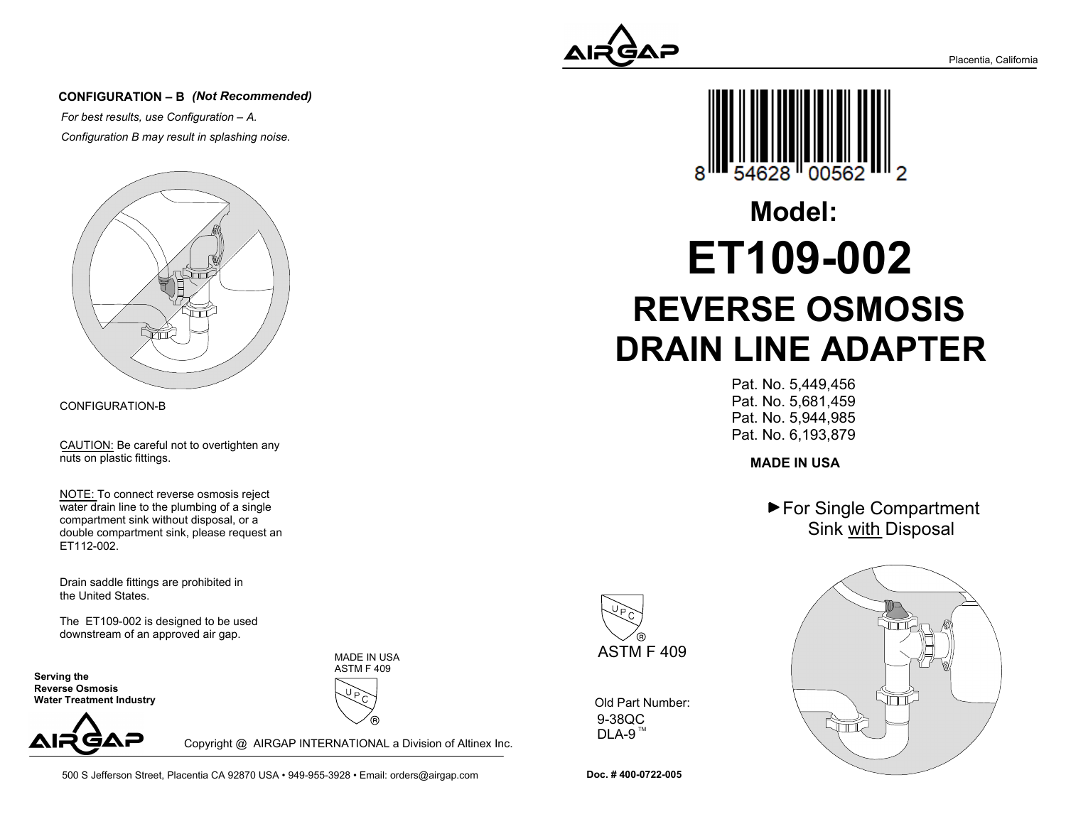**CONFIGURATION – B** ***(Not Recommended)***

*For best results, use Configuration – A.*

*Configuration B may result in splashing noise.*

CONFIGURATION-B

CAUTION: Be careful not to overtighten any nuts on plastic fittings.

NOTE: To connect reverse osmosis reject water drain line to the plumbing of a single compartment sink without disposal, or a double compartment sink, please request an ET112-002.

Drain saddle fittings are prohibited in the United States.

The ET109-002 is designed to be used downstream of an approved air gap.

**Serving the Reverse Osmosis Water Treatment Industry**

MADE IN USA
ASTM F 409

UPC ®

AIRGAP

Copyright @ AIRGAP INTERNATIONAL a Division of Altinex Inc.

500 S Jefferson Street, Placentia CA 92870 USA • 949-955-3928 • Email: orders@airgap.com

AIRGAP

Placentia, California

8 54628 00562 2

# Model:

# ET109-002

# REVERSE OSMOSIS DRAIN LINE ADAPTER

Pat. No. 5,449,456
Pat. No. 5,681,459
Pat. No. 5,944,985
Pat. No. 6,193,879

**MADE IN USA**

► For Single Compartment Sink with Disposal

UPC ®

ASTM F 409

Old Part Number:
9-38QC
DLA-9 ™

**Doc. # 400-0722-005**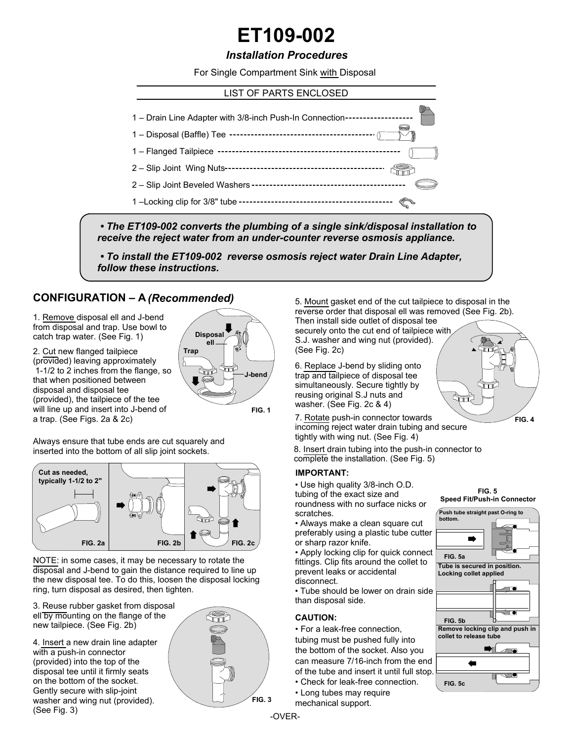# ET109-002

## *Installation Procedures*

For Single Compartment Sink with Disposal

### LIST OF PARTS ENCLOSED

- 1 – Drain Line Adapter with 3/8-inch Push-In Connection
- 1 – Disposal (Baffle) Tee
- 1 – Flanged Tailpiece
- 2 – Slip Joint Wing Nuts
- 2 – Slip Joint Beveled Washers
- 1 – Locking clip for 3/8" tube

***• The ET109-002 converts the plumbing of a single sink/disposal installation to receive the reject water from an under-counter reverse osmosis appliance.***

***• To install the ET109-002 reverse osmosis reject water Drain Line Adapter, follow these instructions.***

## CONFIGURATION – A *(Recommended)*

1. Remove disposal ell and J-bend from disposal and trap. Use bowl to catch trap water. (See Fig. 1)

2. Cut new flanged tailpiece (provided) leaving approximately 1-1/2 to 2 inches from the flange, so that when positioned between disposal and disposal tee (provided), the tailpiece of the tee will line up and insert into J-bend of a trap. (See Figs. 2a & 2c)

Disposal ell
Trap
J-bend
FIG. 1

Always ensure that tube ends are cut squarely and inserted into the bottom of all slip joint sockets.

Cut as needed, typically 1-1/2 to 2"
FIG. 2a
FIG. 2b
FIG. 2c

NOTE: in some cases, it may be necessary to rotate the disposal and J-bend to gain the distance required to line up the new disposal tee. To do this, loosen the disposal locking ring, turn disposal as desired, then tighten.

3. Reuse rubber gasket from disposal ell by mounting on the flange of the new tailpiece. (See Fig. 2b)

4. Insert a new drain line adapter with a push-in connector (provided) into the top of the disposal tee until it firmly seats on the bottom of the socket. Gently secure with slip-joint washer and wing nut (provided). (See Fig. 3)

FIG. 3

5. Mount gasket end of the cut tailpiece to disposal in the reverse order that disposal ell was removed (See Fig. 2b). Then install side outlet of disposal tee securely onto the cut end of tailpiece with S.J. washer and wing nut (provided). (See Fig. 2c)

6. Replace J-bend by sliding onto trap and tailpiece of disposal tee simultaneously. Secure tightly by reusing original S.J nuts and washer. (See Fig. 2c & 4)

7. Rotate push-in connector towards incoming reject water drain tubing and secure tightly with wing nut. (See Fig. 4)

FIG. 4

8. Insert drain tubing into the push-in connector to complete the installation. (See Fig. 5)

### IMPORTANT:

- Use high quality 3/8-inch O.D. tubing of the exact size and roundness with no surface nicks or scratches.
- Always make a clean square cut preferably using a plastic tube cutter or sharp razor knife.
- Apply locking clip for quick connect fittings. Clip fits around the collet to prevent leaks or accidental disconnect.
- Tube should be lower on drain side than disposal side.

### CAUTION:

- For a leak-free connection, tubing must be pushed fully into the bottom of the socket. Also you can measure 7/16-inch from the end of the tube and insert it until full stop.
- Check for leak-free connection.
- Long tubes may require mechanical support.

FIG. 5
Speed Fit/Push-in Connector

Push tube straight past O-ring to bottom.
FIG. 5a

Tube is secured in position. Locking collet applied
FIG. 5b

Remove locking clip and push in collet to release tube
FIG. 5c

-OVER-